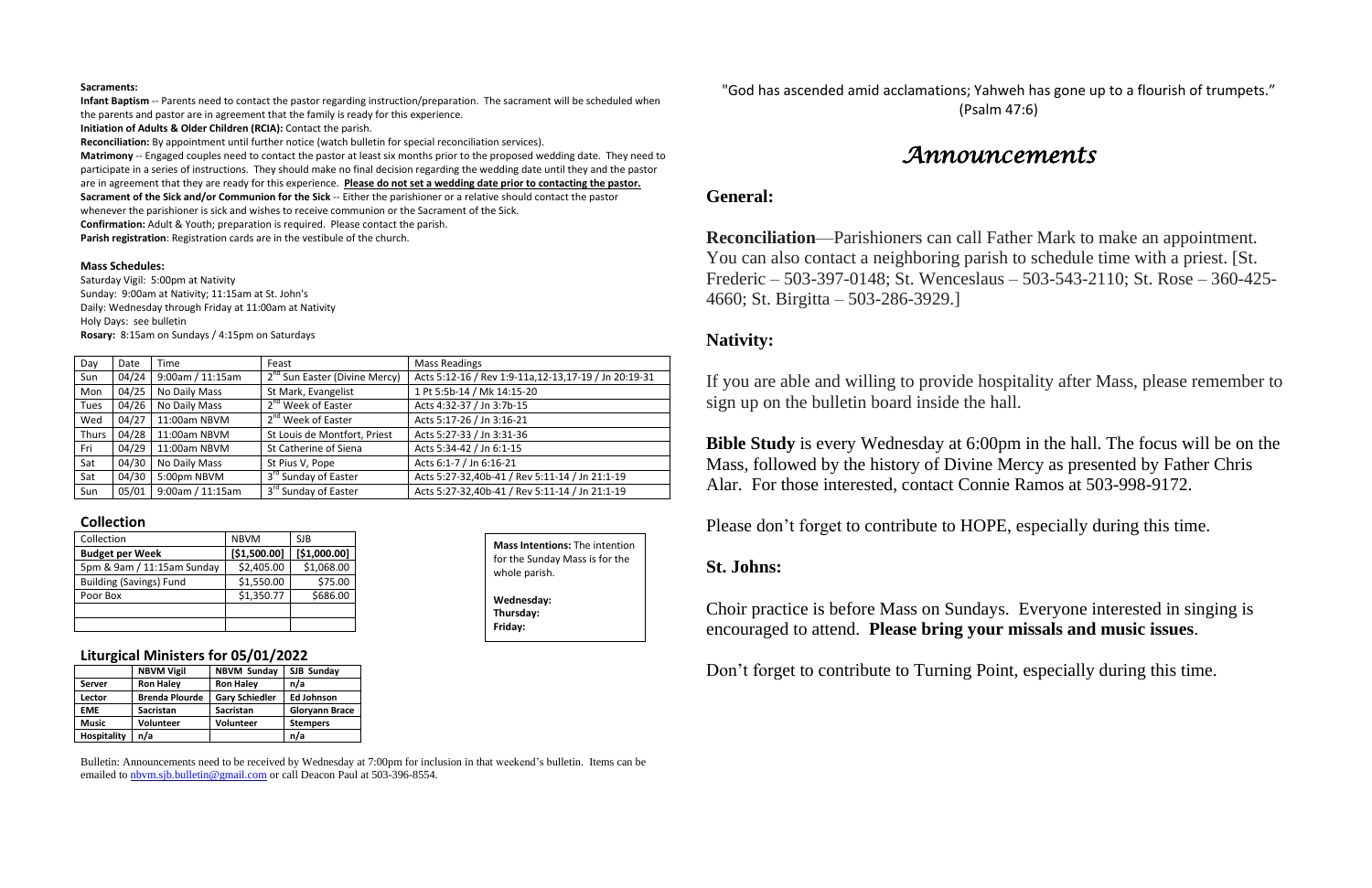**Sacraments:**

**Infant Baptism** -- Parents need to contact the pastor regarding instruction/preparation. The sacrament will be scheduled when the parents and pastor are in agreement that the family is ready for this experience.

**Initiation of Adults & Older Children (RCIA):** Contact the parish.

**Reconciliation:** By appointment until further notice (watch bulletin for special reconciliation services).

**Matrimony** -- Engaged couples need to contact the pastor at least six months prior to the proposed wedding date. They need to participate in a series of instructions. They should make no final decision regarding the wedding date until they and the pastor are in agreement that they are ready for this experience. **Please do not set a wedding date prior to contacting the pastor.**

**Sacrament of the Sick and/or Communion for the Sick** -- Either the parishioner or a relative should contact the pastor whenever the parishioner is sick and wishes to receive communion or the Sacrament of the Sick.

**Confirmation:** Adult & Youth; preparation is required. Please contact the parish.

**Parish registration**: Registration cards are in the vestibule of the church.

**Mass Schedules:**

Saturday Vigil: 5:00pm at Nativity
Sunday: 9:00am at Nativity; 11:15am at St. John's
Daily: Wednesday through Friday at 11:00am at Nativity
Holy Days: see bulletin
**Rosary:** 8:15am on Sundays / 4:15pm on Saturdays

| Day | Date | Time | Feast | Mass Readings |
|---|---|---|---|---|
| Sun | 04/24 | 9:00am / 11:15am | 2nd Sun Easter (Divine Mercy) | Acts 5:12-16 / Rev 1:9-11a,12-13,17-19 / Jn 20:19-31 |
| Mon | 04/25 | No Daily Mass | St Mark, Evangelist | 1 Pt 5:5b-14 / Mk 14:15-20 |
| Tues | 04/26 | No Daily Mass | 2nd Week of Easter | Acts 4:32-37 / Jn 3:7b-15 |
| Wed | 04/27 | 11:00am NBVM | 2nd Week of Easter | Acts 5:17-26 / Jn 3:16-21 |
| Thurs | 04/28 | 11:00am NBVM | St Louis de Montfort, Priest | Acts 5:27-33 / Jn 3:31-36 |
| Fri | 04/29 | 11:00am NBVM | St Catherine of Siena | Acts 5:34-42 / Jn 6:1-15 |
| Sat | 04/30 | No Daily Mass | St Pius V, Pope | Acts 6:1-7 / Jn 6:16-21 |
| Sat | 04/30 | 5:00pm NBVM | 3rd Sunday of Easter | Acts 5:27-32,40b-41 / Rev 5:11-14 / Jn 21:1-19 |
| Sun | 05/01 | 9:00am / 11:15am | 3rd Sunday of Easter | Acts 5:27-32,40b-41 / Rev 5:11-14 / Jn 21:1-19 |

### Collection

| Collection | NBVM | SJB |
|---|---|---|
| **Budget per Week** | **[$1,500.00]** | **[$1,000.00]** |
| 5pm & 9am / 11:15am Sunday | $2,405.00 | $1,068.00 |
| Building (Savings) Fund | $1,550.00 | $75.00 |
| Poor Box | $1,350.77 | $686.00 |
| | | |
| | | |

**Mass Intentions:** The intention for the Sunday Mass is for the whole parish.

**Wednesday:**
**Thursday:**
**Friday:**

### Liturgical Ministers for 05/01/2022

| | NBVM Vigil | NBVM Sunday | SJB Sunday |
|---|---|---|---|
| **Server** | **Ron Haley** | **Ron Haley** | **n/a** |
| **Lector** | **Brenda Plourde** | **Gary Schiedler** | **Ed Johnson** |
| **EME** | **Sacristan** | **Sacristan** | **Gloryann Brace** |
| **Music** | **Volunteer** | **Volunteer** | **Stempers** |
| **Hospitality** | **n/a** | | **n/a** |

Bulletin: Announcements need to be received by Wednesday at 7:00pm for inclusion in that weekend's bulletin. Items can be emailed to nbvm.sjb.bulletin@gmail.com or call Deacon Paul at 503-396-8554.

"God has ascended amid acclamations; Yahweh has gone up to a flourish of trumpets." (Psalm 47:6)

# *Announcements*

## General:

**Reconciliation**—Parishioners can call Father Mark to make an appointment. You can also contact a neighboring parish to schedule time with a priest. [St. Frederic – 503-397-0148; St. Wenceslaus – 503-543-2110; St. Rose – 360-425-4660; St. Birgitta – 503-286-3929.]

## Nativity:

If you are able and willing to provide hospitality after Mass, please remember to sign up on the bulletin board inside the hall.

**Bible Study** is every Wednesday at 6:00pm in the hall. The focus will be on the Mass, followed by the history of Divine Mercy as presented by Father Chris Alar. For those interested, contact Connie Ramos at 503-998-9172.

Please don't forget to contribute to HOPE, especially during this time.

## St. Johns:

Choir practice is before Mass on Sundays. Everyone interested in singing is encouraged to attend. **Please bring your missals and music issues**.

Don't forget to contribute to Turning Point, especially during this time.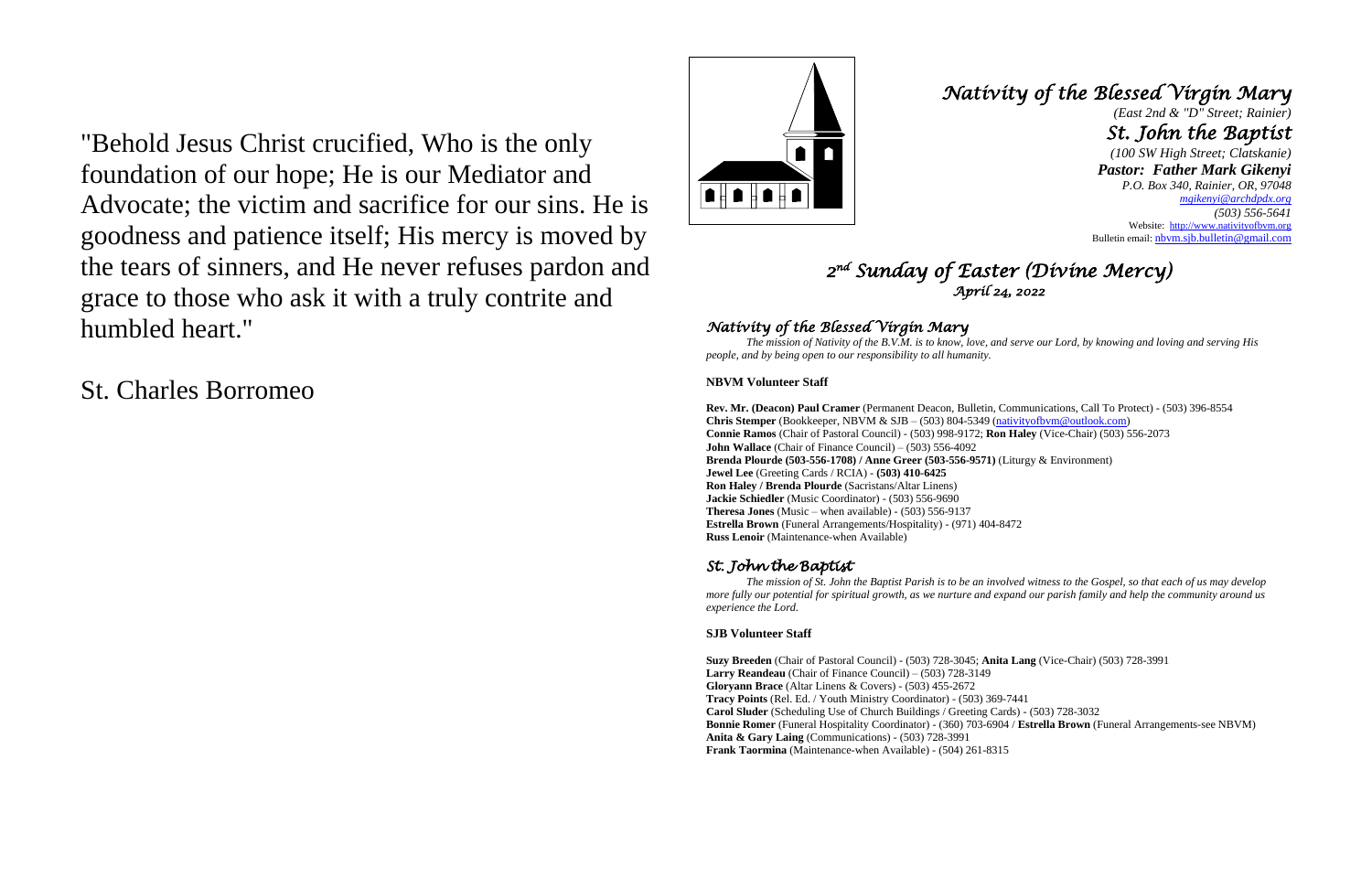"Behold Jesus Christ crucified, Who is the only foundation of our hope; He is our Mediator and Advocate; the victim and sacrifice for our sins. He is goodness and patience itself; His mercy is moved by the tears of sinners, and He never refuses pardon and grace to those who ask it with a truly contrite and humbled heart."

St. Charles Borromeo

# *Nativity of the Blessed Virgin Mary*

*(East 2nd & "D" Street; Rainier)*

# *St. John the Baptist*

*(100 SW High Street; Clatskanie)*

***Pastor: Father Mark Gikenyi***

*P.O. Box 340, Rainier, OR, 97048*

*mgikenyi@archdpdx.org*

*(503) 556-5641*

Website: http://www.nativityofbvm.org

Bulletin email: nbvm.sjb.bulletin@gmail.com

## *2nd Sunday of Easter (Divine Mercy)*

*April 24, 2022*

## *Nativity of the Blessed Virgin Mary*

*The mission of Nativity of the B.V.M. is to know, love, and serve our Lord, by knowing and loving and serving His people, and by being open to our responsibility to all humanity.*

**NBVM Volunteer Staff**

**Rev. Mr. (Deacon) Paul Cramer** (Permanent Deacon, Bulletin, Communications, Call To Protect) - (503) 396-8554
**Chris Stemper** (Bookkeeper, NBVM & SJB – (503) 804-5349 (nativityofbvm@outlook.com)
**Connie Ramos** (Chair of Pastoral Council) - (503) 998-9172; **Ron Haley** (Vice-Chair) (503) 556-2073
**John Wallace** (Chair of Finance Council) – (503) 556-4092
**Brenda Plourde (503-556-1708) / Anne Greer (503-556-9571)** (Liturgy & Environment)
**Jewel Lee** (Greeting Cards / RCIA) - **(503) 410-6425**
**Ron Haley / Brenda Plourde** (Sacristans/Altar Linens)
**Jackie Schiedler** (Music Coordinator) - (503) 556-9690
**Theresa Jones** (Music – when available) - (503) 556-9137
**Estrella Brown** (Funeral Arrangements/Hospitality) - (971) 404-8472
**Russ Lenoir** (Maintenance-when Available)

## *St. John the Baptist*

*The mission of St. John the Baptist Parish is to be an involved witness to the Gospel, so that each of us may develop more fully our potential for spiritual growth, as we nurture and expand our parish family and help the community around us experience the Lord.*

**SJB Volunteer Staff**

**Suzy Breeden** (Chair of Pastoral Council) - (503) 728-3045; **Anita Lang** (Vice-Chair) (503) 728-3991
**Larry Reandeau** (Chair of Finance Council) – (503) 728-3149
**Gloryann Brace** (Altar Linens & Covers) - (503) 455-2672
**Tracy Points** (Rel. Ed. / Youth Ministry Coordinator) - (503) 369-7441
**Carol Sluder** (Scheduling Use of Church Buildings / Greeting Cards) - (503) 728-3032
**Bonnie Romer** (Funeral Hospitality Coordinator) - (360) 703-6904 / **Estrella Brown** (Funeral Arrangements-see NBVM)
**Anita & Gary Laing** (Communications) - (503) 728-3991
**Frank Taormina** (Maintenance-when Available) - (504) 261-8315